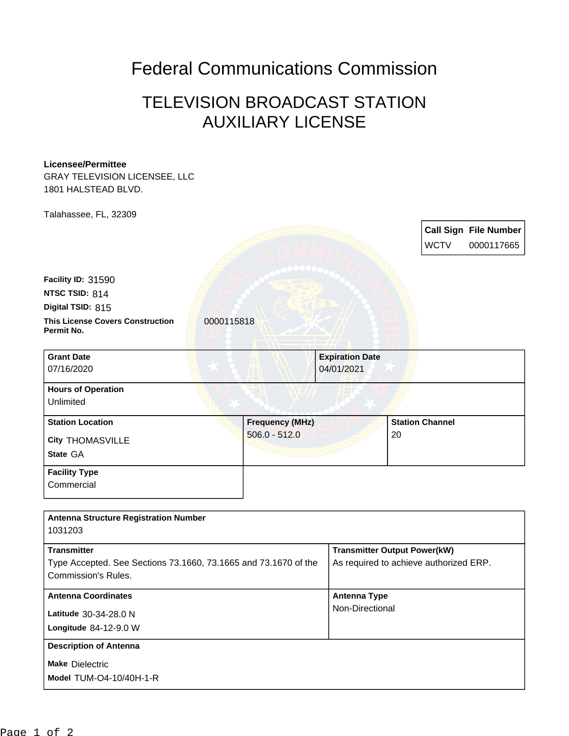# Federal Communications Commission

## TELEVISION BROADCAST STATION AUXILIARY LICENSE

**Licensee/Permittee**
GRAY TELEVISION LICENSEE, LLC
1801 HALSTEAD BLVD.

Talahassee, FL, 32309

| Call Sign | File Number |
|---|---|
| WCTV | 0000117665 |

**Facility ID:** 31590
**NTSC TSID:** 814
**Digital TSID:** 815
**This License Covers Construction Permit No.** 0000115818

| Grant Date | Expiration Date |
|---|---|
| 07/16/2020 | 04/01/2021 |

**Hours of Operation**
Unlimited

| Station Location | Frequency (MHz) | Station Channel |
|---|---|---|
| City THOMASVILLE<br>State GA | 506.0 - 512.0 | 20 |

**Facility Type**
Commercial

**Antenna Structure Registration Number**
1031203

| Transmitter | Transmitter Output Power(kW) |
|---|---|
| Type Accepted. See Sections 73.1660, 73.1665 and 73.1670 of the Commission's Rules. | As required to achieve authorized ERP. |

| Antenna Coordinates | Antenna Type |
|---|---|
| Latitude 30-34-28.0 N<br>Longitude 84-12-9.0 W | Non-Directional |

**Description of Antenna**
**Make** Dielectric
**Model** TUM-O4-10/40H-1-R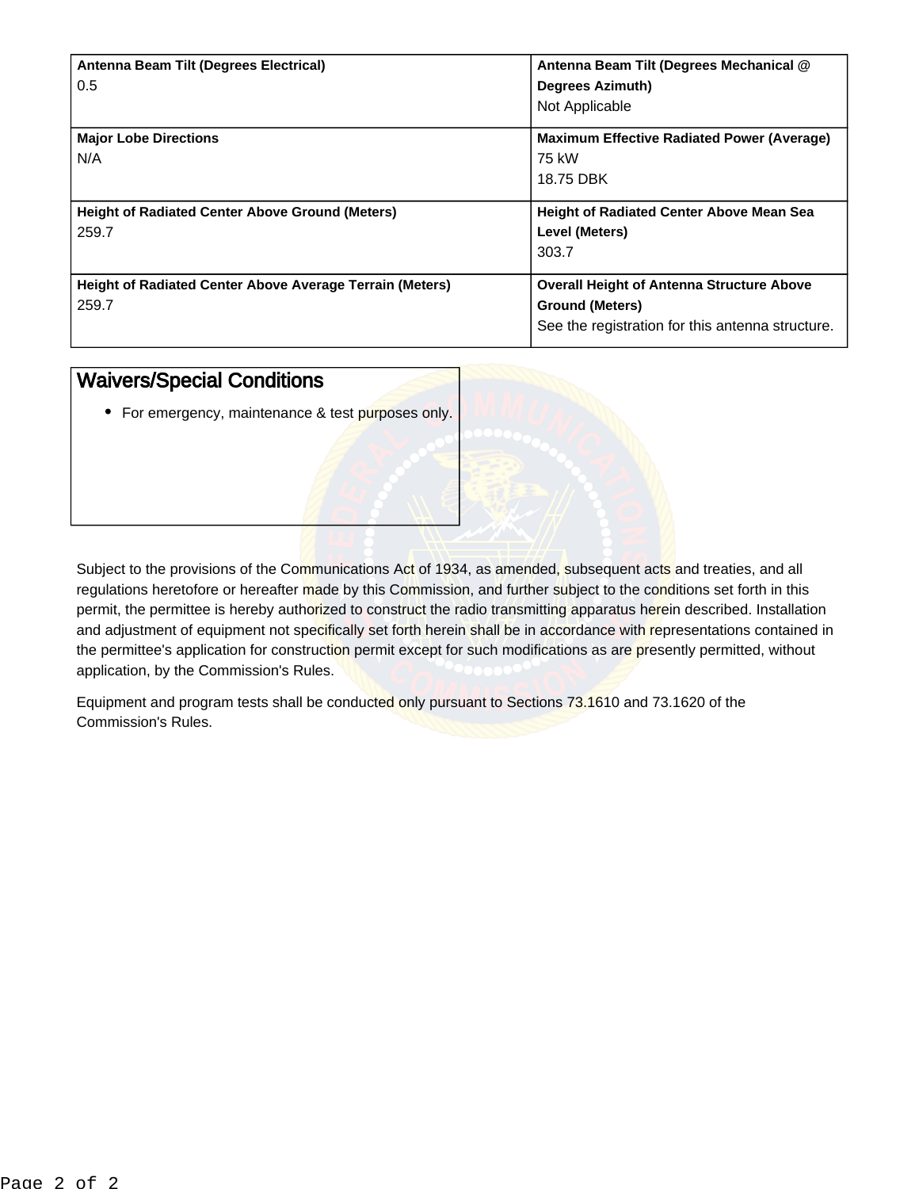| | |
|---|---|
| **Antenna Beam Tilt (Degrees Electrical)**<br>0.5 | **Antenna Beam Tilt (Degrees Mechanical @ Degrees Azimuth)**<br>Not Applicable |
| **Major Lobe Directions**<br>N/A | **Maximum Effective Radiated Power (Average)**<br>75 kW<br>18.75 DBK |
| **Height of Radiated Center Above Ground (Meters)**<br>259.7 | **Height of Radiated Center Above Mean Sea Level (Meters)**<br>303.7 |
| **Height of Radiated Center Above Average Terrain (Meters)**<br>259.7 | **Overall Height of Antenna Structure Above Ground (Meters)**<br>See the registration for this antenna structure. |

## Waivers/Special Conditions

- For emergency, maintenance & test purposes only.

Subject to the provisions of the Communications Act of 1934, as amended, subsequent acts and treaties, and all regulations heretofore or hereafter made by this Commission, and further subject to the conditions set forth in this permit, the permittee is hereby authorized to construct the radio transmitting apparatus herein described. Installation and adjustment of equipment not specifically set forth herein shall be in accordance with representations contained in the permittee's application for construction permit except for such modifications as are presently permitted, without application, by the Commission's Rules.

Equipment and program tests shall be conducted only pursuant to Sections 73.1610 and 73.1620 of the Commission's Rules.